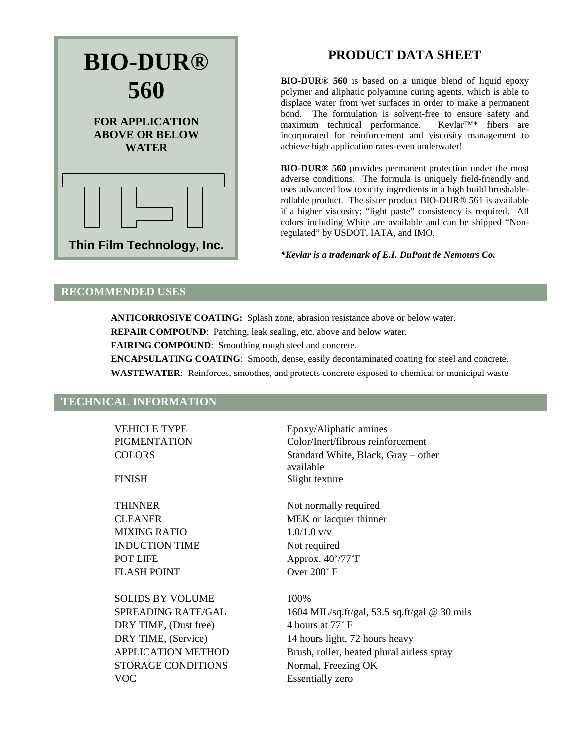# BIO-DUR® 560

**FOR APPLICATION ABOVE OR BELOW WATER**

Thin Film Technology, Inc.

## PRODUCT DATA SHEET

**BIO-DUR® 560** is based on a unique blend of liquid epoxy polymer and aliphatic polyamine curing agents, which is able to displace water from wet surfaces in order to make a permanent bond. The formulation is solvent-free to ensure safety and maximum technical performance. Kevlar™* fibers are incorporated for reinforcement and viscosity management to achieve high application rates-even underwater!

**BIO-DUR® 560** provides permanent protection under the most adverse conditions. The formula is uniquely field-friendly and uses advanced low toxicity ingredients in a high build brushable-rollable product. The sister product BIO-DUR® 561 is available if a higher viscosity; "light paste" consistency is required. All colors including White are available and can be shipped "Non-regulated" by USDOT, IATA, and IMO.

***Kevlar is a trademark of E.I. DuPont de Nemours Co.***

## RECOMMENDED USES

**ANTICORROSIVE COATING:** Splash zone, abrasion resistance above or below water.

**REPAIR COMPOUND**: Patching, leak sealing, etc. above and below water.

**FAIRING COMPOUND**: Smoothing rough steel and concrete.

**ENCAPSULATING COATING**: Smooth, dense, easily decontaminated coating for steel and concrete.

**WASTEWATER**: Reinforces, smoothes, and protects concrete exposed to chemical or municipal waste

## TECHNICAL INFORMATION

| | |
|---|---|
| VEHICLE TYPE | Epoxy/Aliphatic amines |
| PIGMENTATION | Color/Inert/fibrous reinforcement |
| COLORS | Standard White, Black, Gray – other available |
| FINISH | Slight texture |
| THINNER | Not normally required |
| CLEANER | MEK or lacquer thinner |
| MIXING RATIO | 1.0/1.0 v/v |
| INDUCTION TIME | Not required |
| POT LIFE | Approx. 40'/77˚F |
| FLASH POINT | Over 200˚ F |
| SOLIDS BY VOLUME | 100% |
| SPREADING RATE/GAL | 1604 MIL/sq.ft/gal, 53.5 sq.ft/gal @ 30 mils |
| DRY TIME, (Dust free) | 4 hours at 77˚ F |
| DRY TIME, (Service) | 14 hours light, 72 hours heavy |
| APPLICATION METHOD | Brush, roller, heated plural airless spray |
| STORAGE CONDITIONS | Normal, Freezing OK |
| VOC | Essentially zero |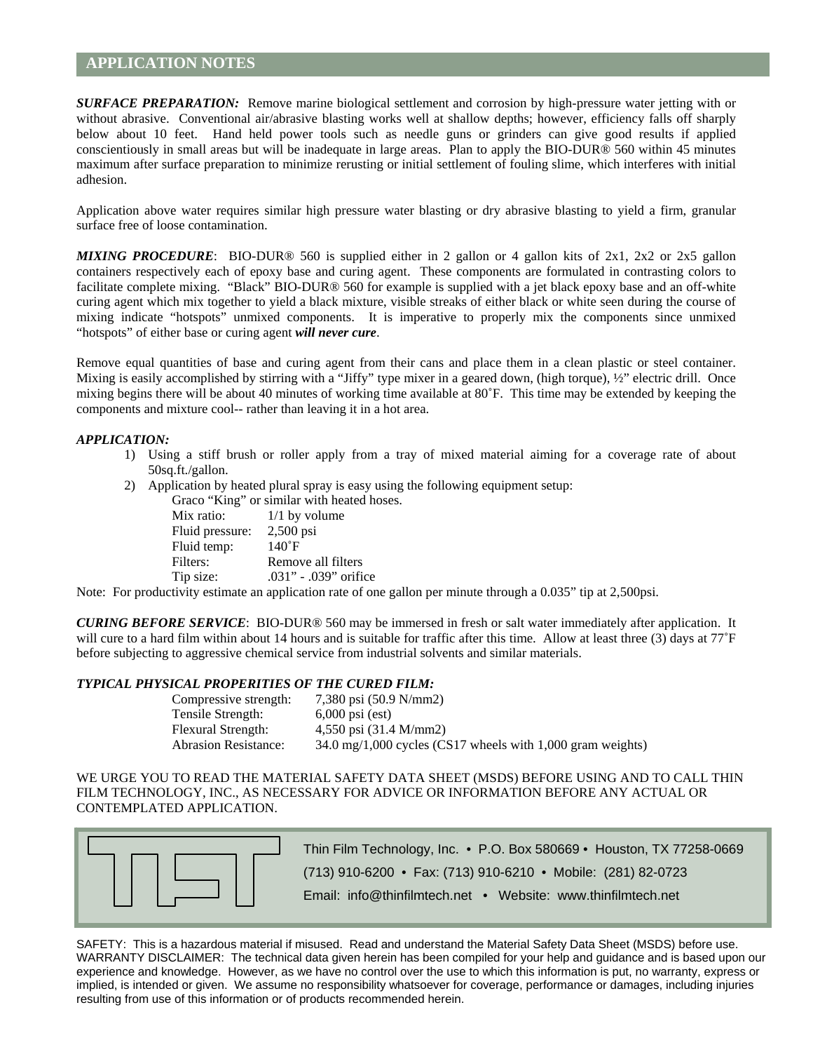## APPLICATION NOTES

***SURFACE PREPARATION:*** Remove marine biological settlement and corrosion by high-pressure water jetting with or without abrasive. Conventional air/abrasive blasting works well at shallow depths; however, efficiency falls off sharply below about 10 feet. Hand held power tools such as needle guns or grinders can give good results if applied conscientiously in small areas but will be inadequate in large areas. Plan to apply the BIO-DUR® 560 within 45 minutes maximum after surface preparation to minimize rerusting or initial settlement of fouling slime, which interferes with initial adhesion.

Application above water requires similar high pressure water blasting or dry abrasive blasting to yield a firm, granular surface free of loose contamination.

***MIXING PROCEDURE***: BIO-DUR® 560 is supplied either in 2 gallon or 4 gallon kits of 2x1, 2x2 or 2x5 gallon containers respectively each of epoxy base and curing agent. These components are formulated in contrasting colors to facilitate complete mixing. "Black" BIO-DUR® 560 for example is supplied with a jet black epoxy base and an off-white curing agent which mix together to yield a black mixture, visible streaks of either black or white seen during the course of mixing indicate "hotspots" unmixed components. It is imperative to properly mix the components since unmixed "hotspots" of either base or curing agent ***will never cure***.

Remove equal quantities of base and curing agent from their cans and place them in a clean plastic or steel container. Mixing is easily accomplished by stirring with a "Jiffy" type mixer in a geared down, (high torque), ½" electric drill. Once mixing begins there will be about 40 minutes of working time available at 80˚F. This time may be extended by keeping the components and mixture cool-- rather than leaving it in a hot area.

***APPLICATION:***

1) Using a stiff brush or roller apply from a tray of mixed material aiming for a coverage rate of about 50sq.ft./gallon.
2) Application by heated plural spray is easy using the following equipment setup:

   Graco "King" or similar with heated hoses.

   | | |
   |---|---|
   | Mix ratio: | 1/1 by volume |
   | Fluid pressure: | 2,500 psi |
   | Fluid temp: | 140˚F |
   | Filters: | Remove all filters |
   | Tip size: | .031" - .039" orifice |

Note: For productivity estimate an application rate of one gallon per minute through a 0.035" tip at 2,500psi.

***CURING BEFORE SERVICE***: BIO-DUR® 560 may be immersed in fresh or salt water immediately after application. It will cure to a hard film within about 14 hours and is suitable for traffic after this time. Allow at least three (3) days at 77˚F before subjecting to aggressive chemical service from industrial solvents and similar materials.

***TYPICAL PHYSICAL PROPERITIES OF THE CURED FILM:***

| | |
|---|---|
| Compressive strength: | 7,380 psi (50.9 N/mm2) |
| Tensile Strength: | 6,000 psi (est) |
| Flexural Strength: | 4,550 psi (31.4 M/mm2) |
| Abrasion Resistance: | 34.0 mg/1,000 cycles (CS17 wheels with 1,000 gram weights) |

WE URGE YOU TO READ THE MATERIAL SAFETY DATA SHEET (MSDS) BEFORE USING AND TO CALL THIN FILM TECHNOLOGY, INC., AS NECESSARY FOR ADVICE OR INFORMATION BEFORE ANY ACTUAL OR CONTEMPLATED APPLICATION.

Thin Film Technology, Inc. • P.O. Box 580669 • Houston, TX 77258-0669

(713) 910-6200 • Fax: (713) 910-6210 • Mobile: (281) 82-0723

Email: info@thinfilmtech.net • Website: www.thinfilmtech.net

SAFETY: This is a hazardous material if misused. Read and understand the Material Safety Data Sheet (MSDS) before use. WARRANTY DISCLAIMER: The technical data given herein has been compiled for your help and guidance and is based upon our experience and knowledge. However, as we have no control over the use to which this information is put, no warranty, express or implied, is intended or given. We assume no responsibility whatsoever for coverage, performance or damages, including injuries resulting from use of this information or of products recommended herein.